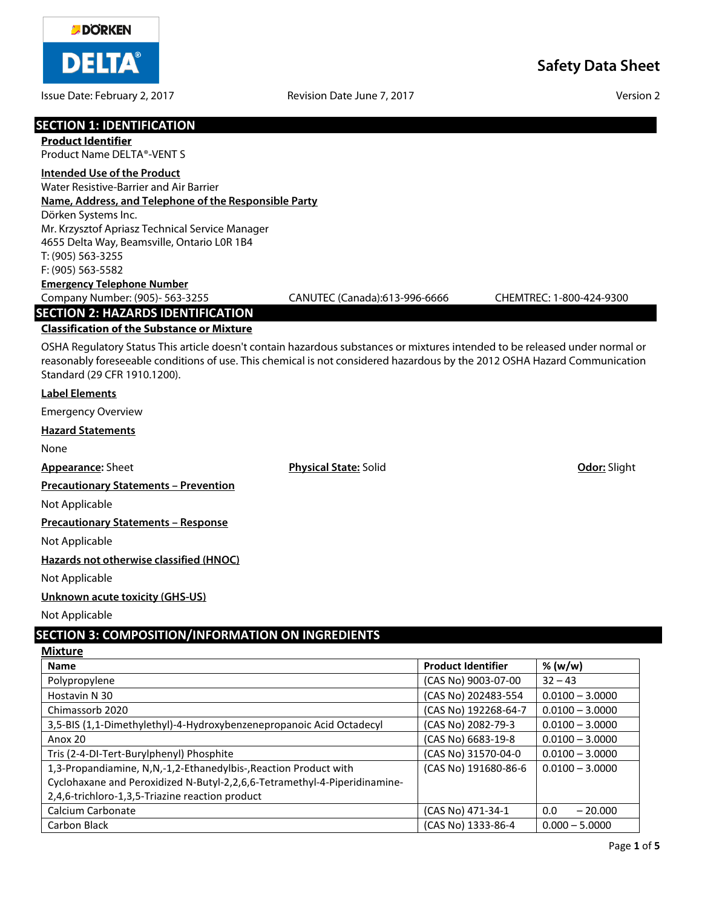DÖRKEN DELTA®

# Safety Data Sheet

Issue Date: February 2, 2017 Revision Date June 7, 2017 Version 2

## SECTION 1: IDENTIFICATION

**Product Identifier**

Product Name DELTA®-VENT S

**Intended Use of the Product**

Water Resistive-Barrier and Air Barrier

**Name, Address, and Telephone of the Responsible Party**

Dörken Systems Inc.
Mr. Krzysztof Apriasz Technical Service Manager
4655 Delta Way, Beamsville, Ontario L0R 1B4
T: (905) 563-3255
F: (905) 563-5582

**Emergency Telephone Number**

Company Number: (905)- 563-3255 CANUTEC (Canada):613-996-6666 CHEMTREC: 1-800-424-9300

## SECTION 2: HAZARDS IDENTIFICATION

**Classification of the Substance or Mixture**

OSHA Regulatory Status This article doesn't contain hazardous substances or mixtures intended to be released under normal or reasonably foreseeable conditions of use. This chemical is not considered hazardous by the 2012 OSHA Hazard Communication Standard (29 CFR 1910.1200).

**Label Elements**

Emergency Overview

**Hazard Statements**

None

**Appearance:** Sheet **Physical State:** Solid **Odor:** Slight

**Precautionary Statements – Prevention**

Not Applicable

**Precautionary Statements – Response**

Not Applicable

**Hazards not otherwise classified (HNOC)**

Not Applicable

**Unknown acute toxicity (GHS-US)**

Not Applicable

## SECTION 3: COMPOSITION/INFORMATION ON INGREDIENTS

**Mixture**

| Name | Product Identifier | % (w/w) |
|---|---|---|
| Polypropylene | (CAS No) 9003-07-00 | 32 – 43 |
| Hostavin N 30 | (CAS No) 202483-554 | 0.0100 – 3.0000 |
| Chimassorb 2020 | (CAS No) 192268-64-7 | 0.0100 – 3.0000 |
| 3,5-BIS (1,1-Dimethylethyl)-4-Hydroxybenzenepropanoic Acid Octadecyl | (CAS No) 2082-79-3 | 0.0100 – 3.0000 |
| Anox 20 | (CAS No) 6683-19-8 | 0.0100 – 3.0000 |
| Tris (2-4-DI-Tert-Burylphenyl) Phosphite | (CAS No) 31570-04-0 | 0.0100 – 3.0000 |
| 1,3-Propandiamine, N,N,-1,2-Ethanedylbis-,Reaction Product with Cyclohaxane and Peroxidized N-Butyl-2,2,6,6-Tetramethyl-4-Piperidinamine-2,4,6-trichloro-1,3,5-Triazine reaction product | (CAS No) 191680-86-6 | 0.0100 – 3.0000 |
| Calcium Carbonate | (CAS No) 471-34-1 | 0.0 – 20.000 |
| Carbon Black | (CAS No) 1333-86-4 | 0.000 – 5.0000 |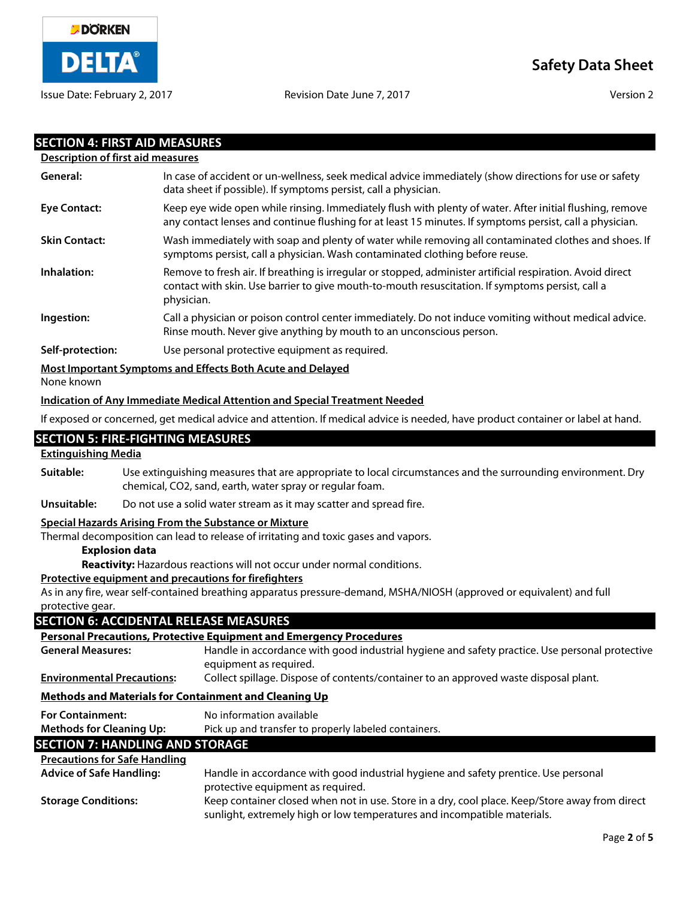## SECTION 4: FIRST AID MEASURES

**Description of first aid measures**

**General:** In case of accident or un-wellness, seek medical advice immediately (show directions for use or safety data sheet if possible). If symptoms persist, call a physician.

**Eye Contact:** Keep eye wide open while rinsing. Immediately flush with plenty of water. After initial flushing, remove any contact lenses and continue flushing for at least 15 minutes. If symptoms persist, call a physician.

**Skin Contact:** Wash immediately with soap and plenty of water while removing all contaminated clothes and shoes. If symptoms persist, call a physician. Wash contaminated clothing before reuse.

**Inhalation:** Remove to fresh air. If breathing is irregular or stopped, administer artificial respiration. Avoid direct contact with skin. Use barrier to give mouth-to-mouth resuscitation. If symptoms persist, call a physician.

**Ingestion:** Call a physician or poison control center immediately. Do not induce vomiting without medical advice. Rinse mouth. Never give anything by mouth to an unconscious person.

**Self-protection:** Use personal protective equipment as required.

**Most Important Symptoms and Effects Both Acute and Delayed**

None known

**Indication of Any Immediate Medical Attention and Special Treatment Needed**

If exposed or concerned, get medical advice and attention. If medical advice is needed, have product container or label at hand.

## SECTION 5: FIRE-FIGHTING MEASURES

**Extinguishing Media**

**Suitable:** Use extinguishing measures that are appropriate to local circumstances and the surrounding environment. Dry chemical, $CO_2$, sand, earth, water spray or regular foam.

**Unsuitable:** Do not use a solid water stream as it may scatter and spread fire.

**Special Hazards Arising From the Substance or Mixture**

Thermal decomposition can lead to release of irritating and toxic gases and vapors.

**Explosion data**

**Reactivity:** Hazardous reactions will not occur under normal conditions.

**Protective equipment and precautions for firefighters**

As in any fire, wear self-contained breathing apparatus pressure-demand, MSHA/NIOSH (approved or equivalent) and full protective gear.

## SECTION 6: ACCIDENTAL RELEASE MEASURES

**Personal Precautions, Protective Equipment and Emergency Procedures**

**General Measures:** Handle in accordance with good industrial hygiene and safety practice. Use personal protective equipment as required.

**Environmental Precautions:** Collect spillage. Dispose of contents/container to an approved waste disposal plant.

**Methods and Materials for Containment and Cleaning Up**

**For Containment:** No information available

**Methods for Cleaning Up:** Pick up and transfer to properly labeled containers.

## SECTION 7: HANDLING AND STORAGE

**Precautions for Safe Handling**

**Advice of Safe Handling:** Handle in accordance with good industrial hygiene and safety prentice. Use personal protective equipment as required.

**Storage Conditions:** Keep container closed when not in use. Store in a dry, cool place. Keep/Store away from direct sunlight, extremely high or low temperatures and incompatible materials.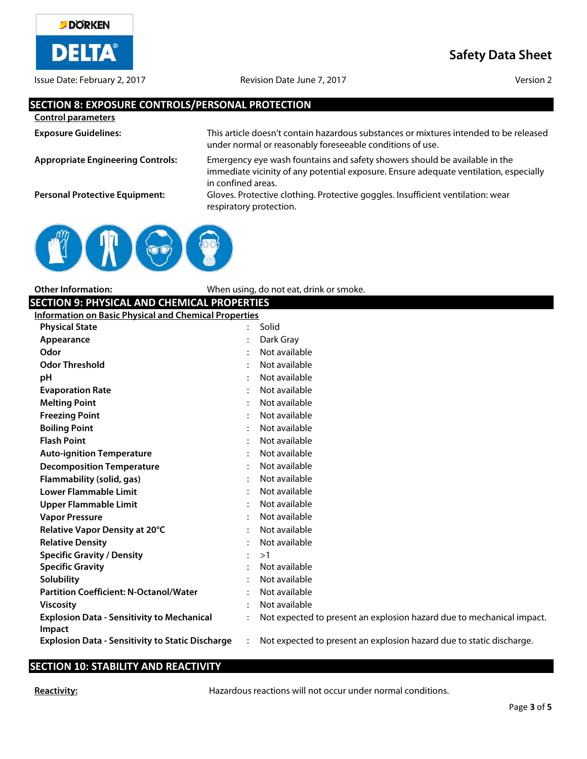## SECTION 8: EXPOSURE CONTROLS/PERSONAL PROTECTION

**Control parameters**

**Exposure Guidelines:** This article doesn't contain hazardous substances or mixtures intended to be released under normal or reasonably foreseeable conditions of use.

**Appropriate Engineering Controls:** Emergency eye wash fountains and safety showers should be available in the immediate vicinity of any potential exposure. Ensure adequate ventilation, especially in confined areas.

**Personal Protective Equipment:** Gloves. Protective clothing. Protective goggles. Insufficient ventilation: wear respiratory protection.

**Other Information:** When using, do not eat, drink or smoke.

## SECTION 9: PHYSICAL AND CHEMICAL PROPERTIES

**Information on Basic Physical and Chemical Properties**

| Property | Value |
|---|---|
| **Physical State** | Solid |
| **Appearance** | Dark Gray |
| **Odor** | Not available |
| **Odor Threshold** | Not available |
| **pH** | Not available |
| **Evaporation Rate** | Not available |
| **Melting Point** | Not available |
| **Freezing Point** | Not available |
| **Boiling Point** | Not available |
| **Flash Point** | Not available |
| **Auto-ignition Temperature** | Not available |
| **Decomposition Temperature** | Not available |
| **Flammability (solid, gas)** | Not available |
| **Lower Flammable Limit** | Not available |
| **Upper Flammable Limit** | Not available |
| **Vapor Pressure** | Not available |
| **Relative Vapor Density at 20°C** | Not available |
| **Relative Density** | Not available |
| **Specific Gravity / Density** | >1 |
| **Specific Gravity** | Not available |
| **Solubility** | Not available |
| **Partition Coefficient: N-Octanol/Water** | Not available |
| **Viscosity** | Not available |
| **Explosion Data - Sensitivity to Mechanical Impact** | Not expected to present an explosion hazard due to mechanical impact. |
| **Explosion Data - Sensitivity to Static Discharge** | Not expected to present an explosion hazard due to static discharge. |

## SECTION 10: STABILITY AND REACTIVITY

**Reactivity:** Hazardous reactions will not occur under normal conditions.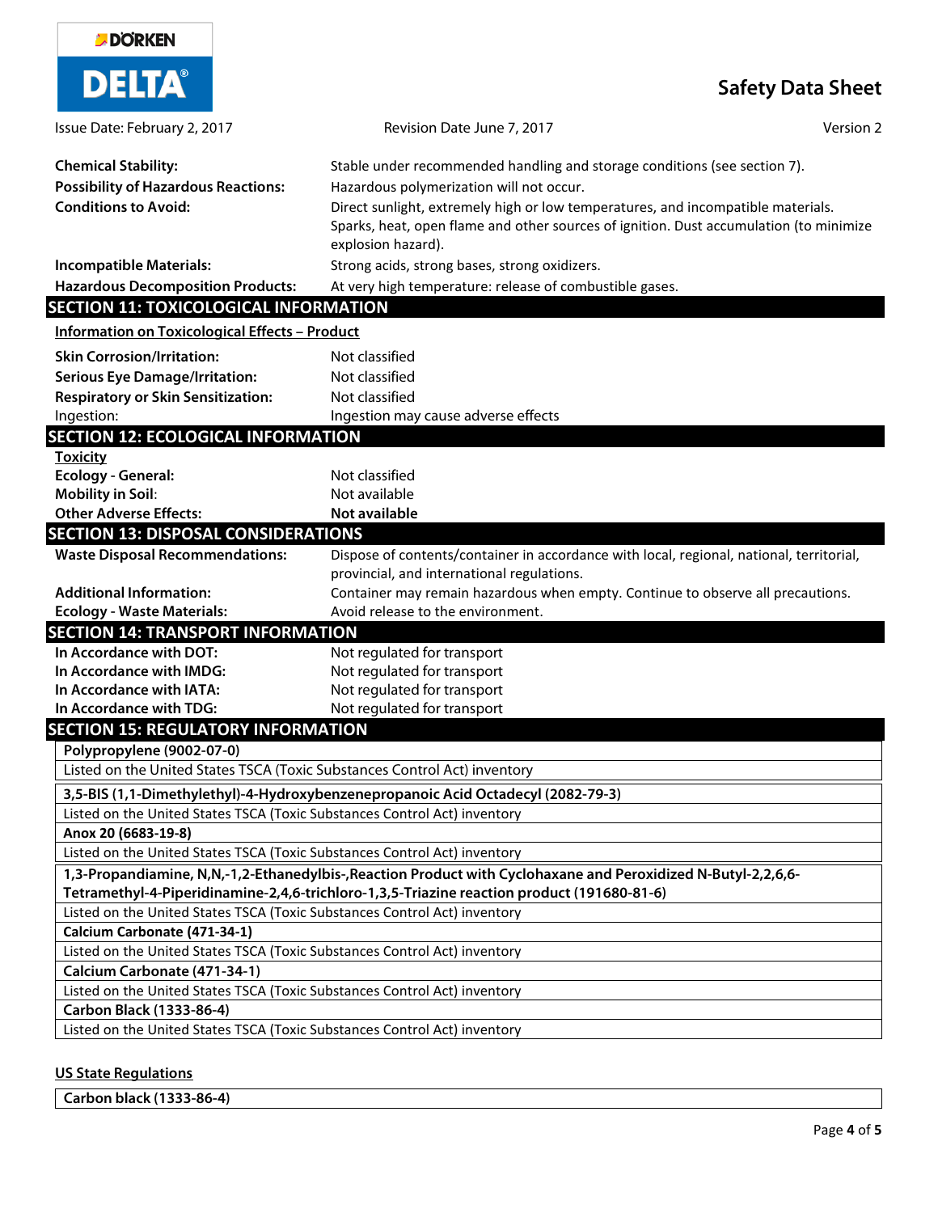| | |
|---|---|
| **Chemical Stability:** | Stable under recommended handling and storage conditions (see section 7). |
| **Possibility of Hazardous Reactions:** | Hazardous polymerization will not occur. |
| **Conditions to Avoid:** | Direct sunlight, extremely high or low temperatures, and incompatible materials. Sparks, heat, open flame and other sources of ignition. Dust accumulation (to minimize explosion hazard). |
| **Incompatible Materials:** | Strong acids, strong bases, strong oxidizers. |
| **Hazardous Decomposition Products:** | At very high temperature: release of combustible gases. |

## SECTION 11: TOXICOLOGICAL INFORMATION

**Information on Toxicological Effects – Product**

| | |
|---|---|
| **Skin Corrosion/Irritation:** | Not classified |
| **Serious Eye Damage/Irritation:** | Not classified |
| **Respiratory or Skin Sensitization:** | Not classified |
| Ingestion: | Ingestion may cause adverse effects |

## SECTION 12: ECOLOGICAL INFORMATION

**Toxicity**

| | |
|---|---|
| **Ecology - General:** | Not classified |
| **Mobility in Soil:** | Not available |
| **Other Adverse Effects:** | **Not available** |

## SECTION 13: DISPOSAL CONSIDERATIONS

| | |
|---|---|
| **Waste Disposal Recommendations:** | Dispose of contents/container in accordance with local, regional, national, territorial, provincial, and international regulations. |
| **Additional Information:** | Container may remain hazardous when empty. Continue to observe all precautions. |
| **Ecology - Waste Materials:** | Avoid release to the environment. |

## SECTION 14: TRANSPORT INFORMATION

| | |
|---|---|
| **In Accordance with DOT:** | Not regulated for transport |
| **In Accordance with IMDG:** | Not regulated for transport |
| **In Accordance with IATA:** | Not regulated for transport |
| **In Accordance with TDG:** | Not regulated for transport |

## SECTION 15: REGULATORY INFORMATION

| |
|---|
| **Polypropylene (9002-07-0)** |
| Listed on the United States TSCA (Toxic Substances Control Act) inventory |
| **3,5-BIS (1,1-Dimethylethyl)-4-Hydroxybenzenepropanoic Acid Octadecyl (2082-79-3)** |
| Listed on the United States TSCA (Toxic Substances Control Act) inventory |
| **Anox 20 (6683-19-8)** |
| Listed on the United States TSCA (Toxic Substances Control Act) inventory |
| **1,3-Propandiamine, N,N,-1,2-Ethanedylbis-,Reaction Product with Cyclohaxane and Peroxidized N-Butyl-2,2,6,6-Tetramethyl-4-Piperidinamine-2,4,6-trichloro-1,3,5-Triazine reaction product (191680-81-6)** |
| Listed on the United States TSCA (Toxic Substances Control Act) inventory |
| **Calcium Carbonate (471-34-1)** |
| Listed on the United States TSCA (Toxic Substances Control Act) inventory |
| **Calcium Carbonate (471-34-1)** |
| Listed on the United States TSCA (Toxic Substances Control Act) inventory |
| **Carbon Black (1333-86-4)** |
| Listed on the United States TSCA (Toxic Substances Control Act) inventory |

**US State Regulations**

| |
|---|
| **Carbon black (1333-86-4)** |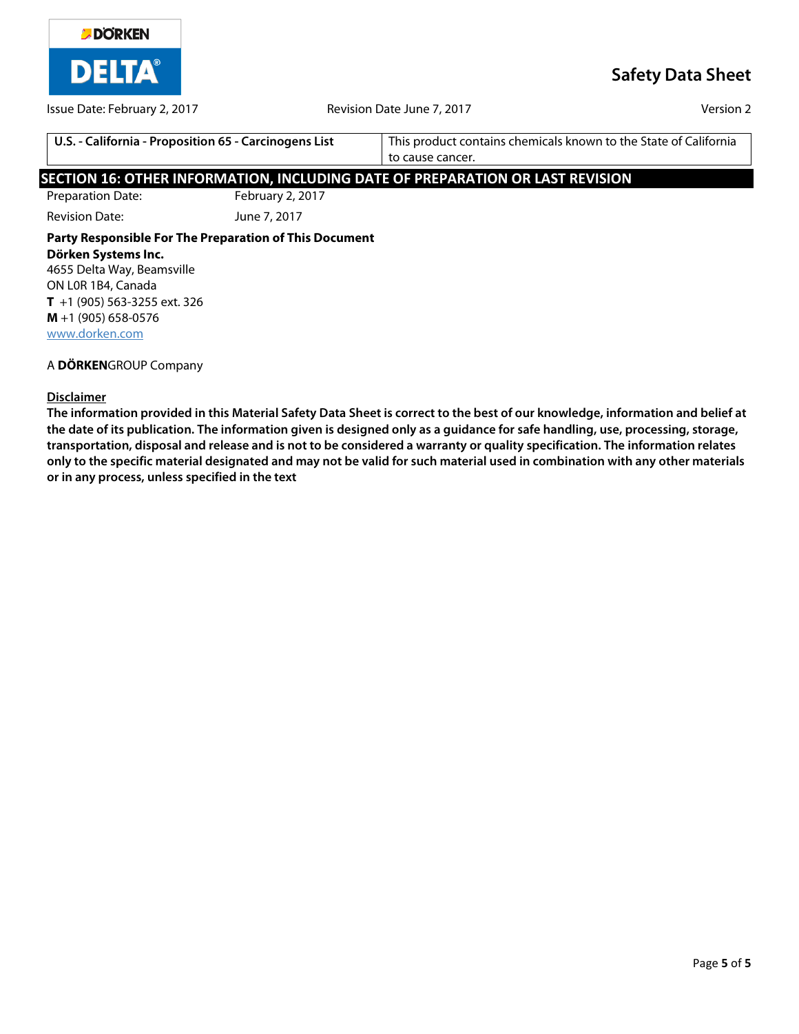| U.S. - California - Proposition 65 - Carcinogens List | This product contains chemicals known to the State of California to cause cancer. |
|---|---|

## SECTION 16: OTHER INFORMATION, INCLUDING DATE OF PREPARATION OR LAST REVISION

Preparation Date: February 2, 2017

Revision Date: June 7, 2017

**Party Responsible For The Preparation of This Document**

**Dörken Systems Inc.**
4655 Delta Way, Beamsville
ON L0R 1B4, Canada
**T** +1 (905) 563-3255 ext. 326
**M** +1 (905) 658-0576
www.dorken.com

A **DÖRKEN**GROUP Company

**Disclaimer**

**The information provided in this Material Safety Data Sheet is correct to the best of our knowledge, information and belief at the date of its publication. The information given is designed only as a guidance for safe handling, use, processing, storage, transportation, disposal and release and is not to be considered a warranty or quality specification. The information relates only to the specific material designated and may not be valid for such material used in combination with any other materials or in any process, unless specified in the text**